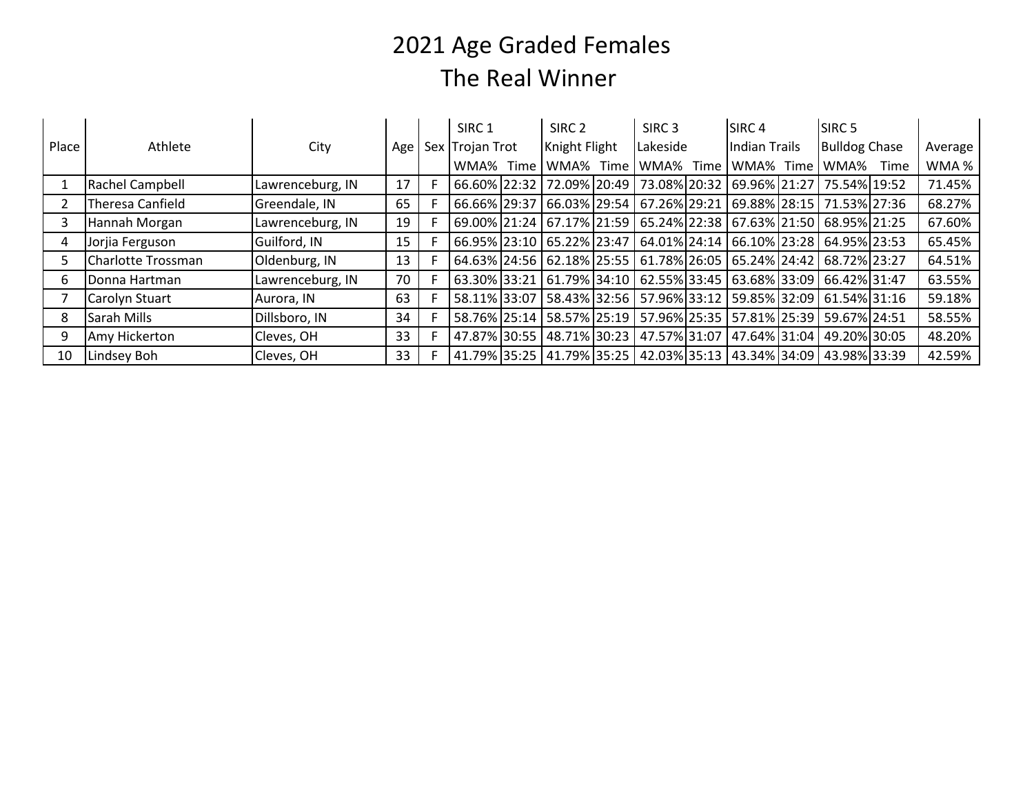# 2021 Age Graded Females
## The Real Winner

| Place | Athlete | City | Age | Sex | SIRC 1 Trojan Trot | | SIRC 2 Knight Flight | | SIRC 3 Lakeside | | SIRC 4 Indian Trails | | SIRC 5 Bulldog Chase | | Average |
|---|---|---|---|---|---|---|---|---|---|---|---|---|---|---|---|
| | | | | | WMA% | Time | WMA% | Time | WMA% | Time | WMA% | Time | WMA% | Time | WMA % |
| 1 | Rachel Campbell | Lawrenceburg, IN | 17 | F | 66.60% | 22:32 | 72.09% | 20:49 | 73.08% | 20:32 | 69.96% | 21:27 | 75.54% | 19:52 | 71.45% |
| 2 | Theresa Canfield | Greendale, IN | 65 | F | 66.66% | 29:37 | 66.03% | 29:54 | 67.26% | 29:21 | 69.88% | 28:15 | 71.53% | 27:36 | 68.27% |
| 3 | Hannah Morgan | Lawrenceburg, IN | 19 | F | 69.00% | 21:24 | 67.17% | 21:59 | 65.24% | 22:38 | 67.63% | 21:50 | 68.95% | 21:25 | 67.60% |
| 4 | Jorjia Ferguson | Guilford, IN | 15 | F | 66.95% | 23:10 | 65.22% | 23:47 | 64.01% | 24:14 | 66.10% | 23:28 | 64.95% | 23:53 | 65.45% |
| 5 | Charlotte Trossman | Oldenburg, IN | 13 | F | 64.63% | 24:56 | 62.18% | 25:55 | 61.78% | 26:05 | 65.24% | 24:42 | 68.72% | 23:27 | 64.51% |
| 6 | Donna Hartman | Lawrenceburg, IN | 70 | F | 63.30% | 33:21 | 61.79% | 34:10 | 62.55% | 33:45 | 63.68% | 33:09 | 66.42% | 31:47 | 63.55% |
| 7 | Carolyn Stuart | Aurora, IN | 63 | F | 58.11% | 33:07 | 58.43% | 32:56 | 57.96% | 33:12 | 59.85% | 32:09 | 61.54% | 31:16 | 59.18% |
| 8 | Sarah Mills | Dillsboro, IN | 34 | F | 58.76% | 25:14 | 58.57% | 25:19 | 57.96% | 25:35 | 57.81% | 25:39 | 59.67% | 24:51 | 58.55% |
| 9 | Amy Hickerton | Cleves, OH | 33 | F | 47.87% | 30:55 | 48.71% | 30:23 | 47.57% | 31:07 | 47.64% | 31:04 | 49.20% | 30:05 | 48.20% |
| 10 | Lindsey Boh | Cleves, OH | 33 | F | 41.79% | 35:25 | 41.79% | 35:25 | 42.03% | 35:13 | 43.34% | 34:09 | 43.98% | 33:39 | 42.59% |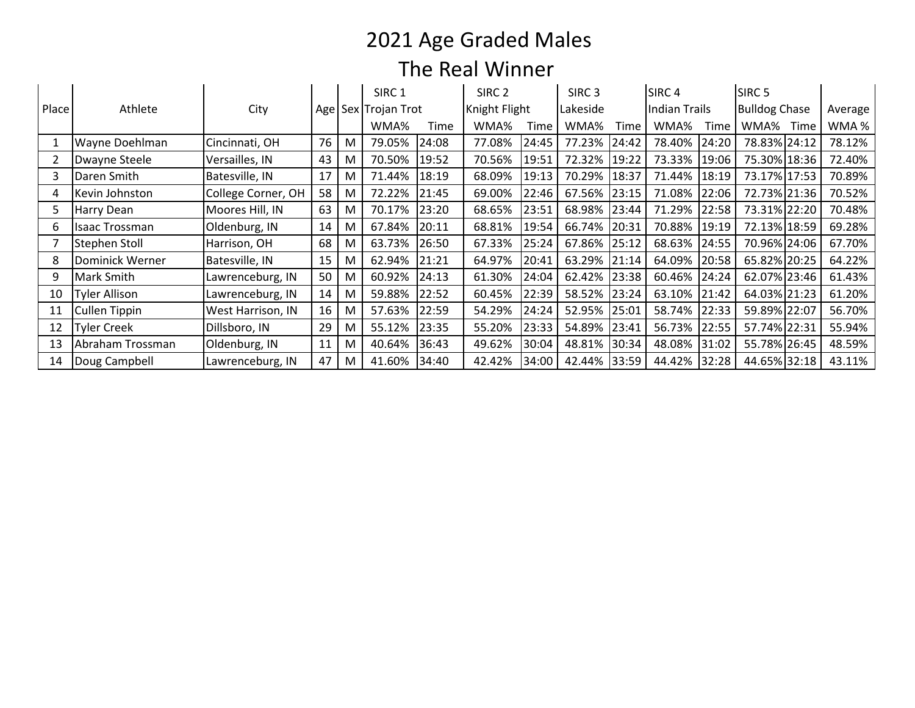# 2021 Age Graded Males

## The Real Winner

| Place | Athlete | City | Age | Sex | SIRC 1 Trojan Trot | | SIRC 2 Knight Flight | | SIRC 3 Lakeside | | SIRC 4 Indian Trails | | SIRC 5 Bulldog Chase | | Average |
|---|---|---|---|---|---|---|---|---|---|---|---|---|---|---|---|
| | | | | | WMA% | Time | WMA% | Time | WMA% | Time | WMA% | Time | WMA% | Time | WMA % |
| 1 | Wayne Doehlman | Cincinnati, OH | 76 | M | 79.05% | 24:08 | 77.08% | 24:45 | 77.23% | 24:42 | 78.40% | 24:20 | 78.83% | 24:12 | 78.12% |
| 2 | Dwayne Steele | Versailles, IN | 43 | M | 70.50% | 19:52 | 70.56% | 19:51 | 72.32% | 19:22 | 73.33% | 19:06 | 75.30% | 18:36 | 72.40% |
| 3 | Daren Smith | Batesville, IN | 17 | M | 71.44% | 18:19 | 68.09% | 19:13 | 70.29% | 18:37 | 71.44% | 18:19 | 73.17% | 17:53 | 70.89% |
| 4 | Kevin Johnston | College Corner, OH | 58 | M | 72.22% | 21:45 | 69.00% | 22:46 | 67.56% | 23:15 | 71.08% | 22:06 | 72.73% | 21:36 | 70.52% |
| 5 | Harry Dean | Moores Hill, IN | 63 | M | 70.17% | 23:20 | 68.65% | 23:51 | 68.98% | 23:44 | 71.29% | 22:58 | 73.31% | 22:20 | 70.48% |
| 6 | Isaac Trossman | Oldenburg, IN | 14 | M | 67.84% | 20:11 | 68.81% | 19:54 | 66.74% | 20:31 | 70.88% | 19:19 | 72.13% | 18:59 | 69.28% |
| 7 | Stephen Stoll | Harrison, OH | 68 | M | 63.73% | 26:50 | 67.33% | 25:24 | 67.86% | 25:12 | 68.63% | 24:55 | 70.96% | 24:06 | 67.70% |
| 8 | Dominick Werner | Batesville, IN | 15 | M | 62.94% | 21:21 | 64.97% | 20:41 | 63.29% | 21:14 | 64.09% | 20:58 | 65.82% | 20:25 | 64.22% |
| 9 | Mark Smith | Lawrenceburg, IN | 50 | M | 60.92% | 24:13 | 61.30% | 24:04 | 62.42% | 23:38 | 60.46% | 24:24 | 62.07% | 23:46 | 61.43% |
| 10 | Tyler Allison | Lawrenceburg, IN | 14 | M | 59.88% | 22:52 | 60.45% | 22:39 | 58.52% | 23:24 | 63.10% | 21:42 | 64.03% | 21:23 | 61.20% |
| 11 | Cullen Tippin | West Harrison, IN | 16 | M | 57.63% | 22:59 | 54.29% | 24:24 | 52.95% | 25:01 | 58.74% | 22:33 | 59.89% | 22:07 | 56.70% |
| 12 | Tyler Creek | Dillsboro, IN | 29 | M | 55.12% | 23:35 | 55.20% | 23:33 | 54.89% | 23:41 | 56.73% | 22:55 | 57.74% | 22:31 | 55.94% |
| 13 | Abraham Trossman | Oldenburg, IN | 11 | M | 40.64% | 36:43 | 49.62% | 30:04 | 48.81% | 30:34 | 48.08% | 31:02 | 55.78% | 26:45 | 48.59% |
| 14 | Doug Campbell | Lawrenceburg, IN | 47 | M | 41.60% | 34:40 | 42.42% | 34:00 | 42.44% | 33:59 | 44.42% | 32:28 | 44.65% | 32:18 | 43.11% |